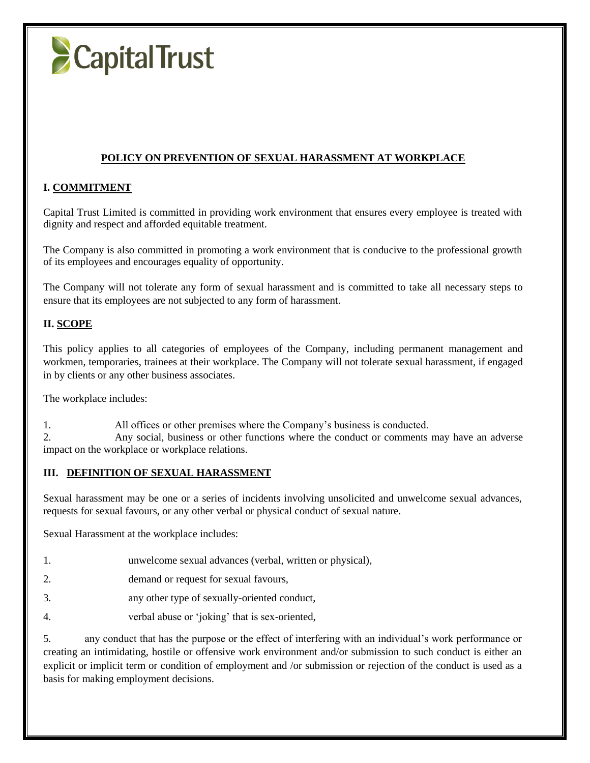Capital Trust

# POLICY ON PREVENTION OF SEXUAL HARASSMENT AT WORKPLACE

## I. COMMITMENT

Capital Trust Limited is committed in providing work environment that ensures every employee is treated with dignity and respect and afforded equitable treatment.

The Company is also committed in promoting a work environment that is conducive to the professional growth of its employees and encourages equality of opportunity.

The Company will not tolerate any form of sexual harassment and is committed to take all necessary steps to ensure that its employees are not subjected to any form of harassment.

## II. SCOPE

This policy applies to all categories of employees of the Company, including permanent management and workmen, temporaries, trainees at their workplace. The Company will not tolerate sexual harassment, if engaged in by clients or any other business associates.

The workplace includes:

1. All offices or other premises where the Company's business is conducted.
2. Any social, business or other functions where the conduct or comments may have an adverse impact on the workplace or workplace relations.

## III. DEFINITION OF SEXUAL HARASSMENT

Sexual harassment may be one or a series of incidents involving unsolicited and unwelcome sexual advances, requests for sexual favours, or any other verbal or physical conduct of sexual nature.

Sexual Harassment at the workplace includes:

1. unwelcome sexual advances (verbal, written or physical),
2. demand or request for sexual favours,
3. any other type of sexually-oriented conduct,
4. verbal abuse or 'joking' that is sex-oriented,
5. any conduct that has the purpose or the effect of interfering with an individual's work performance or creating an intimidating, hostile or offensive work environment and/or submission to such conduct is either an explicit or implicit term or condition of employment and /or submission or rejection of the conduct is used as a basis for making employment decisions.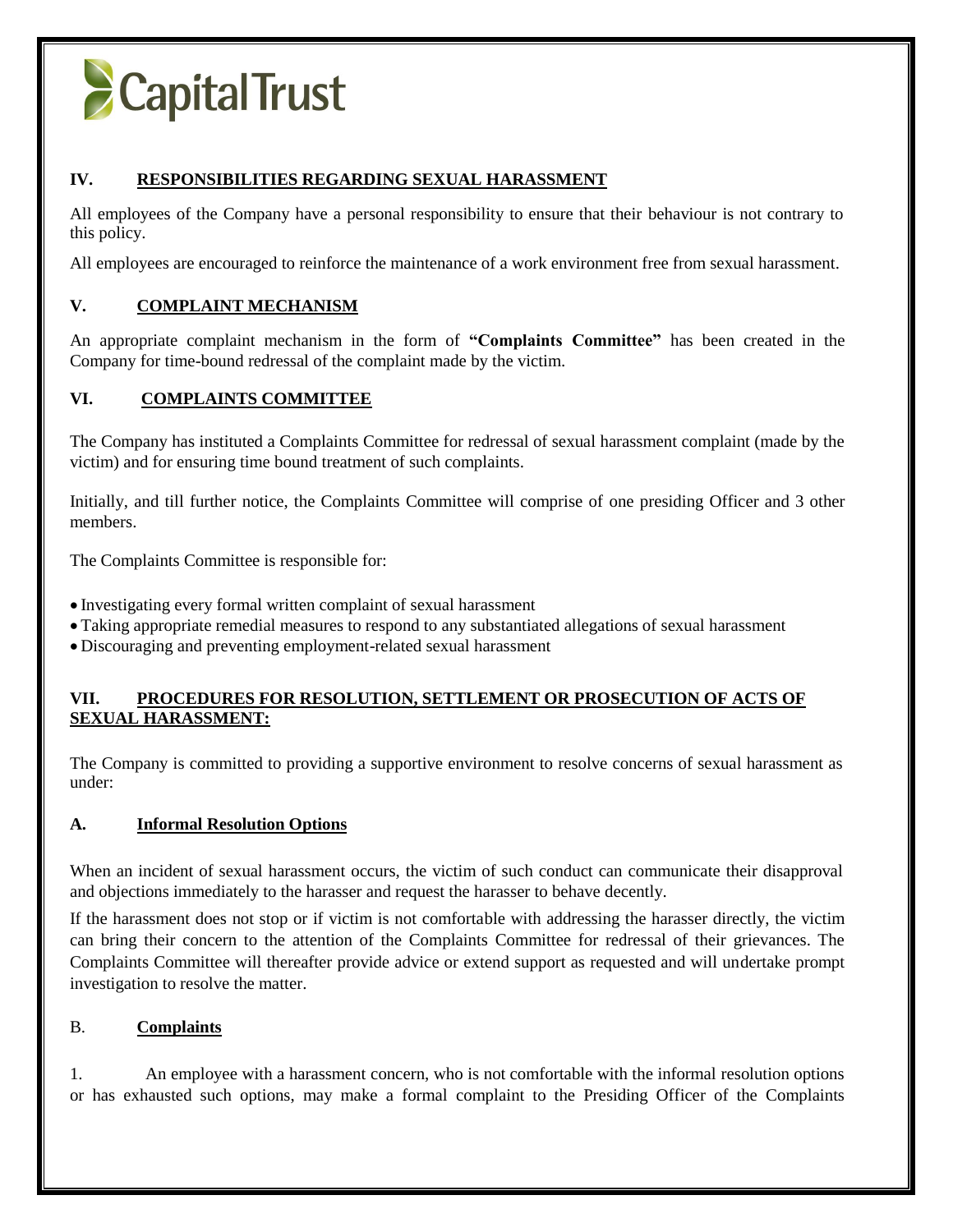## IV. RESPONSIBILITIES REGARDING SEXUAL HARASSMENT

All employees of the Company have a personal responsibility to ensure that their behaviour is not contrary to this policy.

All employees are encouraged to reinforce the maintenance of a work environment free from sexual harassment.

## V. COMPLAINT MECHANISM

An appropriate complaint mechanism in the form of **"Complaints Committee"** has been created in the Company for time-bound redressal of the complaint made by the victim.

## VI. COMPLAINTS COMMITTEE

The Company has instituted a Complaints Committee for redressal of sexual harassment complaint (made by the victim) and for ensuring time bound treatment of such complaints.

Initially, and till further notice, the Complaints Committee will comprise of one presiding Officer and 3 other members.

The Complaints Committee is responsible for:

- Investigating every formal written complaint of sexual harassment
- Taking appropriate remedial measures to respond to any substantiated allegations of sexual harassment
- Discouraging and preventing employment-related sexual harassment

## VII. PROCEDURES FOR RESOLUTION, SETTLEMENT OR PROSECUTION OF ACTS OF SEXUAL HARASSMENT:

The Company is committed to providing a supportive environment to resolve concerns of sexual harassment as under:

### A. Informal Resolution Options

When an incident of sexual harassment occurs, the victim of such conduct can communicate their disapproval and objections immediately to the harasser and request the harasser to behave decently.

If the harassment does not stop or if victim is not comfortable with addressing the harasser directly, the victim can bring their concern to the attention of the Complaints Committee for redressal of their grievances. The Complaints Committee will thereafter provide advice or extend support as requested and will undertake prompt investigation to resolve the matter.

### B. Complaints

1. An employee with a harassment concern, who is not comfortable with the informal resolution options or has exhausted such options, may make a formal complaint to the Presiding Officer of the Complaints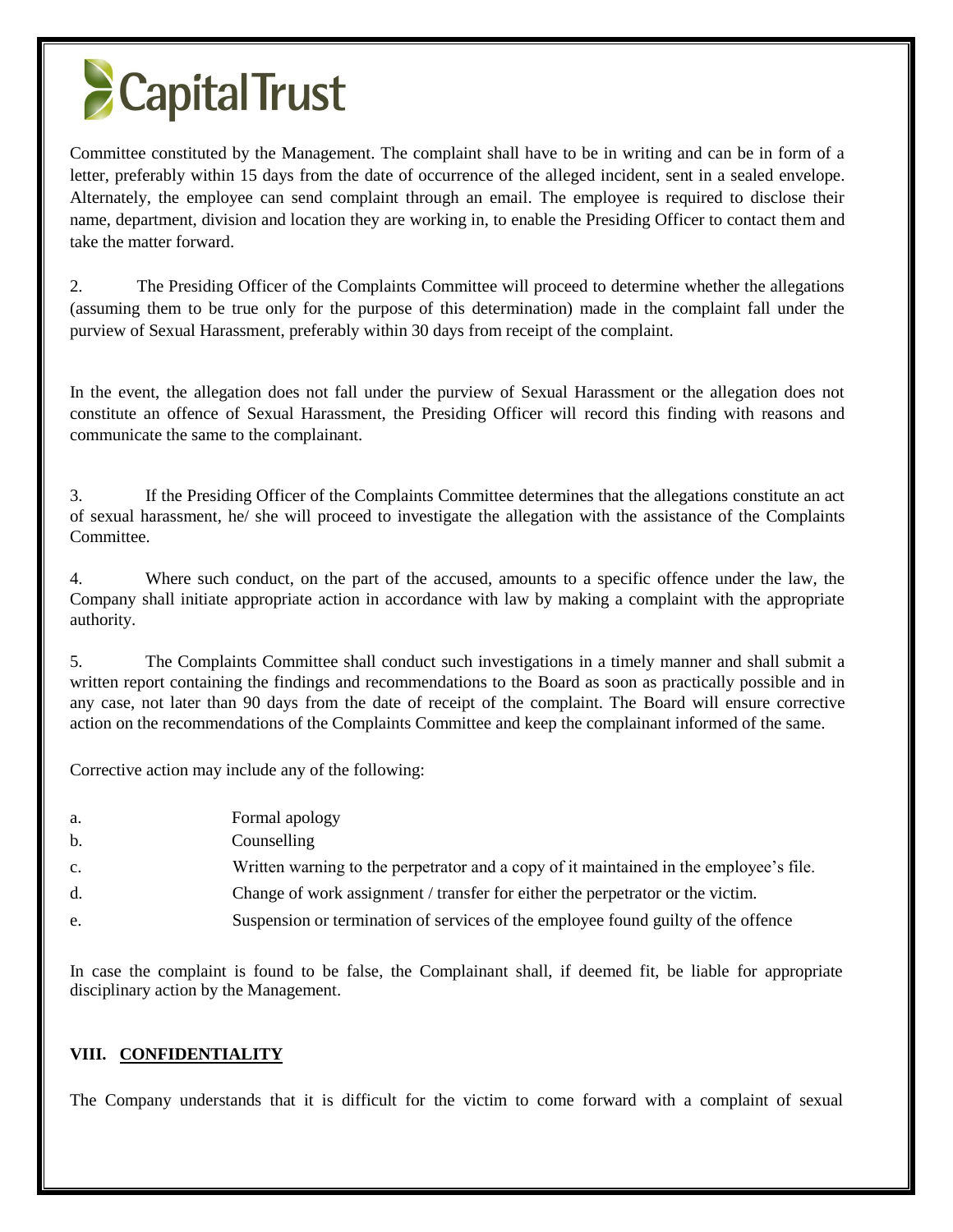Committee constituted by the Management. The complaint shall have to be in writing and can be in form of a letter, preferably within 15 days from the date of occurrence of the alleged incident, sent in a sealed envelope. Alternately, the employee can send complaint through an email. The employee is required to disclose their name, department, division and location they are working in, to enable the Presiding Officer to contact them and take the matter forward.

2. The Presiding Officer of the Complaints Committee will proceed to determine whether the allegations (assuming them to be true only for the purpose of this determination) made in the complaint fall under the purview of Sexual Harassment, preferably within 30 days from receipt of the complaint.

In the event, the allegation does not fall under the purview of Sexual Harassment or the allegation does not constitute an offence of Sexual Harassment, the Presiding Officer will record this finding with reasons and communicate the same to the complainant.

3. If the Presiding Officer of the Complaints Committee determines that the allegations constitute an act of sexual harassment, he/ she will proceed to investigate the allegation with the assistance of the Complaints Committee.

4. Where such conduct, on the part of the accused, amounts to a specific offence under the law, the Company shall initiate appropriate action in accordance with law by making a complaint with the appropriate authority.

5. The Complaints Committee shall conduct such investigations in a timely manner and shall submit a written report containing the findings and recommendations to the Board as soon as practically possible and in any case, not later than 90 days from the date of receipt of the complaint. The Board will ensure corrective action on the recommendations of the Complaints Committee and keep the complainant informed of the same.

Corrective action may include any of the following:

a. Formal apology
b. Counselling
c. Written warning to the perpetrator and a copy of it maintained in the employee's file.
d. Change of work assignment / transfer for either the perpetrator or the victim.
e. Suspension or termination of services of the employee found guilty of the offence

In case the complaint is found to be false, the Complainant shall, if deemed fit, be liable for appropriate disciplinary action by the Management.

## VIII. CONFIDENTIALITY

The Company understands that it is difficult for the victim to come forward with a complaint of sexual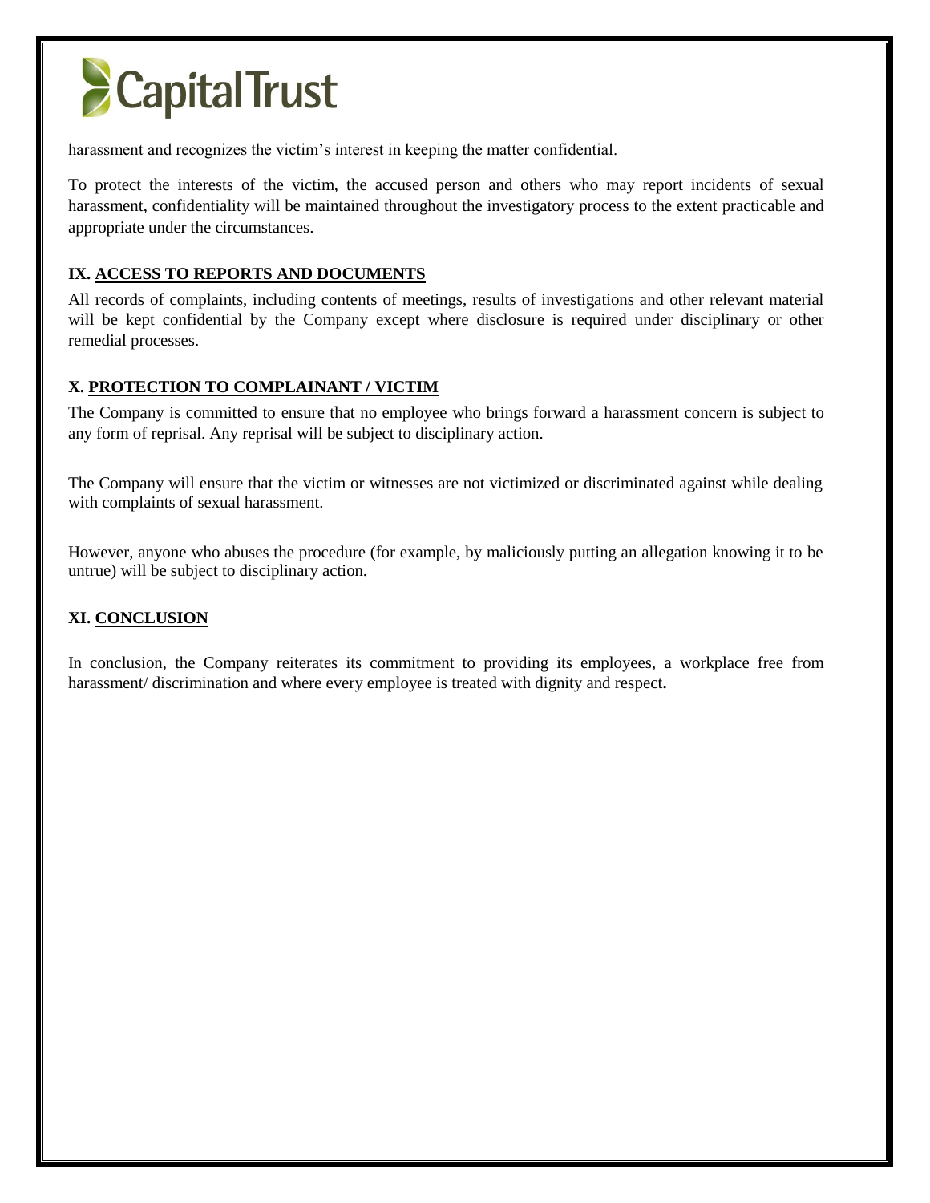harassment and recognizes the victim's interest in keeping the matter confidential.

To protect the interests of the victim, the accused person and others who may report incidents of sexual harassment, confidentiality will be maintained throughout the investigatory process to the extent practicable and appropriate under the circumstances.

## IX. ACCESS TO REPORTS AND DOCUMENTS

All records of complaints, including contents of meetings, results of investigations and other relevant material will be kept confidential by the Company except where disclosure is required under disciplinary or other remedial processes.

## X. PROTECTION TO COMPLAINANT / VICTIM

The Company is committed to ensure that no employee who brings forward a harassment concern is subject to any form of reprisal. Any reprisal will be subject to disciplinary action.

The Company will ensure that the victim or witnesses are not victimized or discriminated against while dealing with complaints of sexual harassment.

However, anyone who abuses the procedure (for example, by maliciously putting an allegation knowing it to be untrue) will be subject to disciplinary action.

## XI. CONCLUSION

In conclusion, the Company reiterates its commitment to providing its employees, a workplace free from harassment/ discrimination and where every employee is treated with dignity and respect.